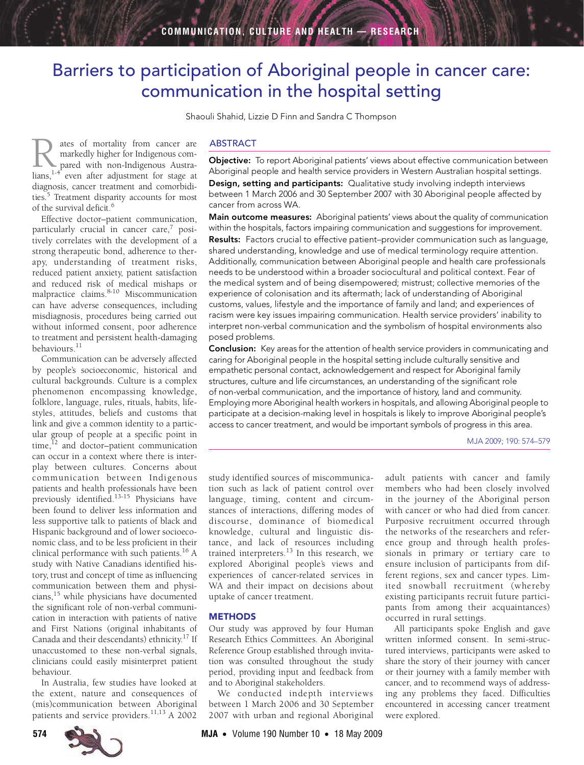# Barriers to participation of Aboriginal people in cancer care: communication in the hospital setting

Shaouli Shahid, Lizzie D Finn and Sandra C Thompson

## ABSTRACT

**Objective:** To report Aboriginal patients' views about effective communication between Aboriginal people and health service providers in Western Australian hospital settings.

**Design, setting and participants:** Qualitative study involving indepth interviews between 1 March 2006 and 30 September 2007 with 30 Aboriginal people affected by cancer from across WA.

**Main outcome measures:** Aboriginal patients' views about the quality of communication within the hospitals, factors impairing communication and suggestions for improvement.

**Results:** Factors crucial to effective patient–provider communication such as language, shared understanding, knowledge and use of medical terminology require attention. Additionally, communication between Aboriginal people and health care professionals needs to be understood within a broader sociocultural and political context. Fear of the medical system and of being disempowered; mistrust; collective memories of the experience of colonisation and its aftermath; lack of understanding of Aboriginal customs, values, lifestyle and the importance of family and land; and experiences of racism were key issues impairing communication. Health service providers' inability to interpret non-verbal communication and the symbolism of hospital environments also posed problems.

**Conclusion:** Key areas for the attention of health service providers in communicating and caring for Aboriginal people in the hospital setting include culturally sensitive and empathetic personal contact, acknowledgement and respect for Aboriginal family structures, culture and life circumstances, an understanding of the significant role of non-verbal communication, and the importance of history, land and community. Employing more Aboriginal health workers in hospitals, and allowing Aboriginal people to participate at a decision-making level in hospitals is likely to improve Aboriginal people's access to cancer treatment, and would be important symbols of progress in this area.

MJA 2009; 190: 574–579

Rates of mortality from cancer are markedly higher for Indigenous compared with non-Indigenous Australians,[1-4] even after adjustment for stage at diagnosis, cancer treatment and comorbidities.[5] Treatment disparity accounts for most of the survival deficit.[6]

Effective doctor–patient communication, particularly crucial in cancer care,[7] positively correlates with the development of a strong therapeutic bond, adherence to therapy, understanding of treatment risks, reduced patient anxiety, patient satisfaction and reduced risk of medical mishaps or malpractice claims.[8-10] Miscommunication can have adverse consequences, including misdiagnosis, procedures being carried out without informed consent, poor adherence to treatment and persistent health-damaging behaviours.[11]

Communication can be adversely affected by people's socioeconomic, historical and cultural backgrounds. Culture is a complex phenomenon encompassing knowledge, folklore, language, rules, rituals, habits, lifestyles, attitudes, beliefs and customs that link and give a common identity to a particular group of people at a specific point in time,[12] and doctor–patient communication can occur in a context where there is interplay between cultures. Concerns about communication between Indigenous patients and health professionals have been previously identified.[13-15] Physicians have been found to deliver less information and less supportive talk to patients of black and Hispanic background and of lower socioeconomic class, and to be less proficient in their clinical performance with such patients.[16] A study with Native Canadians identified history, trust and concept of time as influencing communication between them and physicians,[15] while physicians have documented the significant role of non-verbal communication in interaction with patients of native and First Nations (original inhabitants of Canada and their descendants) ethnicity.[17] If unaccustomed to these non-verbal signals, clinicians could easily misinterpret patient behaviour.

In Australia, few studies have looked at the extent, nature and consequences of (mis)communication between Aboriginal patients and service providers.[11,13] A 2002 study identified sources of miscommunication such as lack of patient control over language, timing, content and circumstances of interactions, differing modes of discourse, dominance of biomedical knowledge, cultural and linguistic distance, and lack of resources including trained interpreters.[13] In this research, we explored Aboriginal people's views and experiences of cancer-related services in WA and their impact on decisions about uptake of cancer treatment.

## METHODS

Our study was approved by four Human Research Ethics Committees. An Aboriginal Reference Group established through invitation was consulted throughout the study period, providing input and feedback from and to Aboriginal stakeholders.

We conducted indepth interviews between 1 March 2006 and 30 September 2007 with urban and regional Aboriginal adult patients with cancer and family members who had been closely involved in the journey of the Aboriginal person with cancer or who had died from cancer. Purposive recruitment occurred through the networks of the researchers and reference group and through health professionals in primary or tertiary care to ensure inclusion of participants from different regions, sex and cancer types. Limited snowball recruitment (whereby existing participants recruit future participants from among their acquaintances) occurred in rural settings.

All participants spoke English and gave written informed consent. In semi-structured interviews, participants were asked to share the story of their journey with cancer or their journey with a family member with cancer, and to recommend ways of addressing any problems they faced. Difficulties encountered in accessing cancer treatment were explored.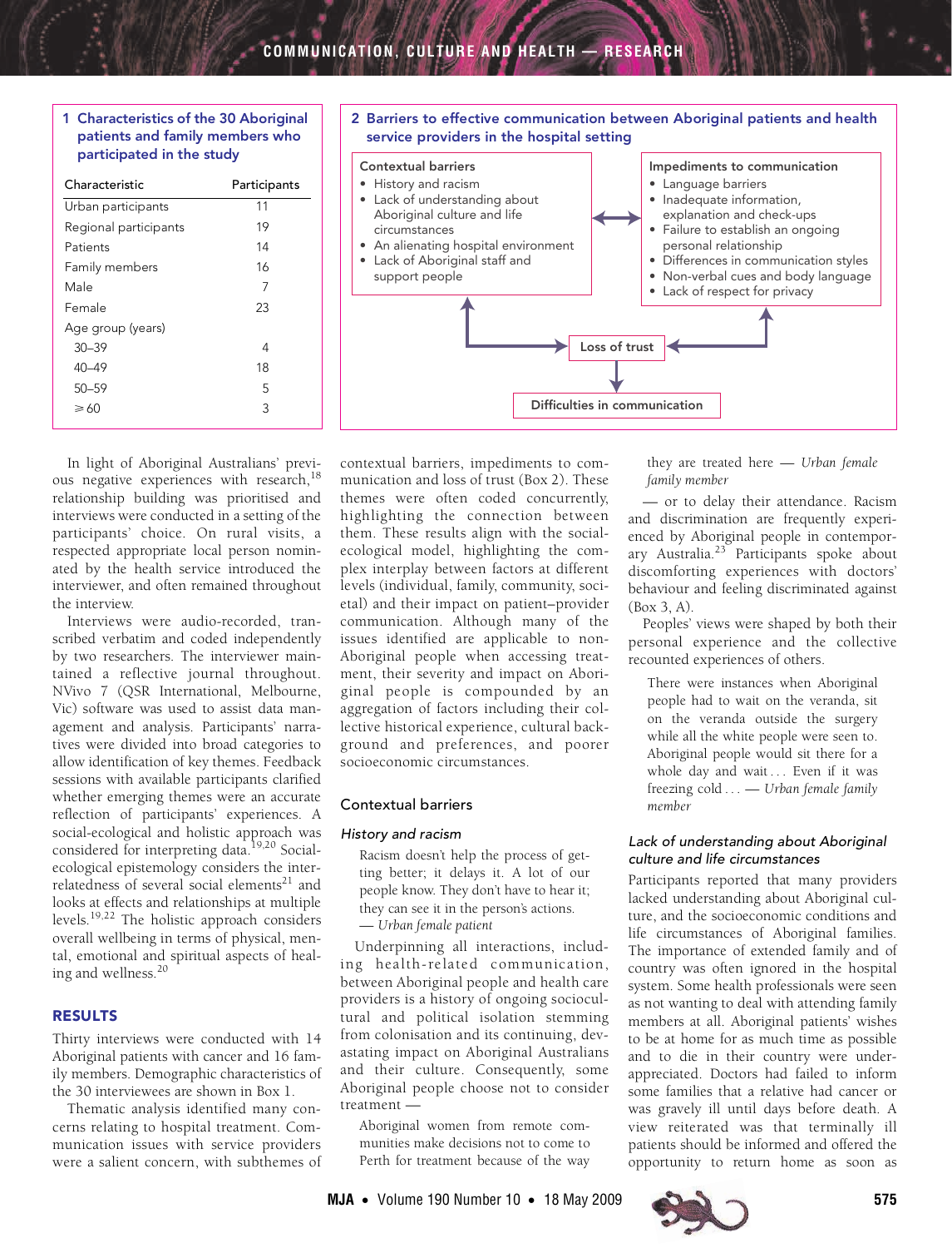**1 Characteristics of the 30 Aboriginal patients and family members who participated in the study**

| Characteristic | Participants |
|---|---|
| Urban participants | 11 |
| Regional participants | 19 |
| Patients | 14 |
| Family members | 16 |
| Male | 7 |
| Female | 23 |
| Age group (years) | |
| 30–39 | 4 |
| 40–49 | 18 |
| 50–59 | 5 |
| ≥ 60 | 3 |

**2 Barriers to effective communication between Aboriginal patients and health service providers in the hospital setting**

**Contextual barriers**
- History and racism
- Lack of understanding about Aboriginal culture and life circumstances
- An alienating hospital environment
- Lack of Aboriginal staff and support people

**Impediments to communication**
- Language barriers
- Inadequate information, explanation and check-ups
- Failure to establish an ongoing personal relationship
- Differences in communication styles
- Non-verbal cues and body language
- Lack of respect for privacy

Contextual barriers ↔ Impediments to communication → Loss of trust → Difficulties in communication

In light of Aboriginal Australians' previous negative experiences with research,[18] relationship building was prioritised and interviews were conducted in a setting of the participants' choice. On rural visits, a respected appropriate local person nominated by the health service introduced the interviewer, and often remained throughout the interview.

Interviews were audio-recorded, transcribed verbatim and coded independently by two researchers. The interviewer maintained a reflective journal throughout. NVivo 7 (QSR International, Melbourne, Vic) software was used to assist data management and analysis. Participants' narratives were divided into broad categories to allow identification of key themes. Feedback sessions with available participants clarified whether emerging themes were an accurate reflection of participants' experiences. A social-ecological and holistic approach was considered for interpreting data.[19,20] Social-ecological epistemology considers the interrelatedness of several social elements[21] and looks at effects and relationships at multiple levels.[19,22] The holistic approach considers overall wellbeing in terms of physical, mental, emotional and spiritual aspects of healing and wellness.[20]

## RESULTS

Thirty interviews were conducted with 14 Aboriginal patients with cancer and 16 family members. Demographic characteristics of the 30 interviewees are shown in Box 1.

Thematic analysis identified many concerns relating to hospital treatment. Communication issues with service providers were a salient concern, with subthemes of contextual barriers, impediments to communication and loss of trust (Box 2). These themes were often coded concurrently, highlighting the connection between them. These results align with the social-ecological model, highlighting the complex interplay between factors at different levels (individual, family, community, societal) and their impact on patient–provider communication. Although many of the issues identified are applicable to non-Aboriginal people when accessing treatment, their severity and impact on Aboriginal people is compounded by an aggregation of factors including their collective historical experience, cultural background and preferences, and poorer socioeconomic circumstances.

### Contextual barriers

#### *History and racism*

> Racism doesn't help the process of getting better; it delays it. A lot of our people know. They don't have to hear it; they can see it in the person's actions. — *Urban female patient*

Underpinning all interactions, including health-related communication, between Aboriginal people and health care providers is a history of ongoing sociocultural and political isolation stemming from colonisation and its continuing, devastating impact on Aboriginal Australians and their culture. Consequently, some Aboriginal people choose not to consider treatment —

> Aboriginal women from remote communities make decisions not to come to Perth for treatment because of the way they are treated here — *Urban female family member*

— or to delay their attendance. Racism and discrimination are frequently experienced by Aboriginal people in contemporary Australia.[23] Participants spoke about discomforting experiences with doctors' behaviour and feeling discriminated against (Box 3, A).

Peoples' views were shaped by both their personal experience and the collective recounted experiences of others.

> There were instances when Aboriginal people had to wait on the veranda, sit on the veranda outside the surgery while all the white people were seen to. Aboriginal people would sit there for a whole day and wait . . . Even if it was freezing cold . . . — *Urban female family member*

#### *Lack of understanding about Aboriginal culture and life circumstances*

Participants reported that many providers lacked understanding about Aboriginal culture, and the socioeconomic conditions and life circumstances of Aboriginal families. The importance of extended family and of country was often ignored in the hospital system. Some health professionals were seen as not wanting to deal with attending family members at all. Aboriginal patients' wishes to be at home for as much time as possible and to die in their country were underappreciated. Doctors had failed to inform some families that a relative had cancer or was gravely ill until days before death. A view reiterated was that terminally ill patients should be informed and offered the opportunity to return home as soon as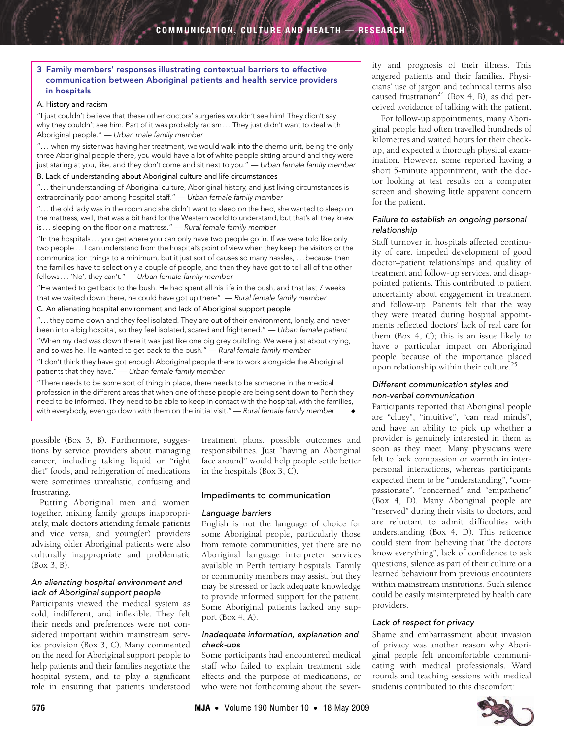### 3 Family members' responses illustrating contextual barriers to effective communication between Aboriginal patients and health service providers in hospitals

**A. History and racism**

"I just couldn't believe that these other doctors' surgeries wouldn't see him! They didn't say why they couldn't see him. Part of it was probably racism . . . They just didn't want to deal with Aboriginal people." — *Urban male family member*

". . . when my sister was having her treatment, we would walk into the chemo unit, being the only three Aboriginal people there, you would have a lot of white people sitting around and they were just staring at you, like, and they don't come and sit next to you." — *Urban female family member*

**B. Lack of understanding about Aboriginal culture and life circumstances**

". . . their understanding of Aboriginal culture, Aboriginal history, and just living circumstances is extraordinarily poor among hospital staff." — *Urban female family member*

". . . the old lady was in the room and she didn't want to sleep on the bed, she wanted to sleep on the mattress, well, that was a bit hard for the Western world to understand, but that's all they knew is . . . sleeping on the floor on a mattress." — *Rural female family member*

"In the hospitals . . . you get where you can only have two people go in. If we were told like only two people . . . I can understand from the hospital's point of view when they keep the visitors or the communication things to a minimum, but it just sort of causes so many hassles, . . . because then the families have to select only a couple of people, and then they have got to tell all of the other fellows . . . 'No', they can't." — *Urban female family member*

"He wanted to get back to the bush. He had spent all his life in the bush, and that last 7 weeks that we waited down there, he could have got up there". — *Rural female family member*

**C. An alienating hospital environment and lack of Aboriginal support people**

". . . they come down and they feel isolated. They are out of their environment, lonely, and never been into a big hospital, so they feel isolated, scared and frightened." — *Urban female patient*

"When my dad was down there it was just like one big grey building. We were just about crying, and so was he. He wanted to get back to the bush." — *Rural female family member*

"I don't think they have got enough Aboriginal people there to work alongside the Aboriginal patients that they have." — *Urban female family member*

"There needs to be some sort of thing in place, there needs to be someone in the medical profession in the different areas that when one of these people are being sent down to Perth they need to be informed. They need to be able to keep in contact with the hospital, with the families, with everybody, even go down with them on the initial visit." — *Rural female family member* ◆

possible (Box 3, B). Furthermore, suggestions by service providers about managing cancer, including taking liquid or "right diet" foods, and refrigeration of medications were sometimes unrealistic, confusing and frustrating.

Putting Aboriginal men and women together, mixing family groups inappropriately, male doctors attending female patients and vice versa, and young(er) providers advising older Aboriginal patients were also culturally inappropriate and problematic (Box 3, B).

### *An alienating hospital environment and lack of Aboriginal support people*

Participants viewed the medical system as cold, indifferent, and inflexible. They felt their needs and preferences were not considered important within mainstream service provision (Box 3, C). Many commented on the need for Aboriginal support people to help patients and their families negotiate the hospital system, and to play a significant role in ensuring that patients understood treatment plans, possible outcomes and responsibilities. Just "having an Aboriginal face around" would help people settle better in the hospitals (Box 3, C).

## Impediments to communication

### *Language barriers*

English is not the language of choice for some Aboriginal people, particularly those from remote communities, yet there are no Aboriginal language interpreter services available in Perth tertiary hospitals. Family or community members may assist, but they may be stressed or lack adequate knowledge to provide informed support for the patient. Some Aboriginal patients lacked any support (Box 4, A).

### *Inadequate information, explanation and check-ups*

Some participants had encountered medical staff who failed to explain treatment side effects and the purpose of medications, or who were not forthcoming about the severity and prognosis of their illness. This angered patients and their families. Physicians' use of jargon and technical terms also caused frustration[24] (Box 4, B), as did perceived avoidance of talking with the patient.

For follow-up appointments, many Aboriginal people had often travelled hundreds of kilometres and waited hours for their check-up, and expected a thorough physical examination. However, some reported having a short 5-minute appointment, with the doctor looking at test results on a computer screen and showing little apparent concern for the patient.

### *Failure to establish an ongoing personal relationship*

Staff turnover in hospitals affected continuity of care, impeded development of good doctor–patient relationships and quality of treatment and follow-up services, and disappointed patients. This contributed to patient uncertainty about engagement in treatment and follow-up. Patients felt that the way they were treated during hospital appointments reflected doctors' lack of real care for them (Box 4, C); this is an issue likely to have a particular impact on Aboriginal people because of the importance placed upon relationship within their culture.[25]

### *Different communication styles and non-verbal communication*

Participants reported that Aboriginal people are "cluey", "intuitive", "can read minds", and have an ability to pick up whether a provider is genuinely interested in them as soon as they meet. Many physicians were felt to lack compassion or warmth in interpersonal interactions, whereas participants expected them to be "understanding", "compassionate", "concerned" and "empathetic" (Box 4, D). Many Aboriginal people are "reserved" during their visits to doctors, and are reluctant to admit difficulties with understanding (Box 4, D). This reticence could stem from believing that "the doctors know everything", lack of confidence to ask questions, silence as part of their culture or a learned behaviour from previous encounters within mainstream institutions. Such silence could be easily misinterpreted by health care providers.

### *Lack of respect for privacy*

Shame and embarrassment about invasion of privacy was another reason why Aboriginal people felt uncomfortable communicating with medical professionals. Ward rounds and teaching sessions with medical students contributed to this discomfort: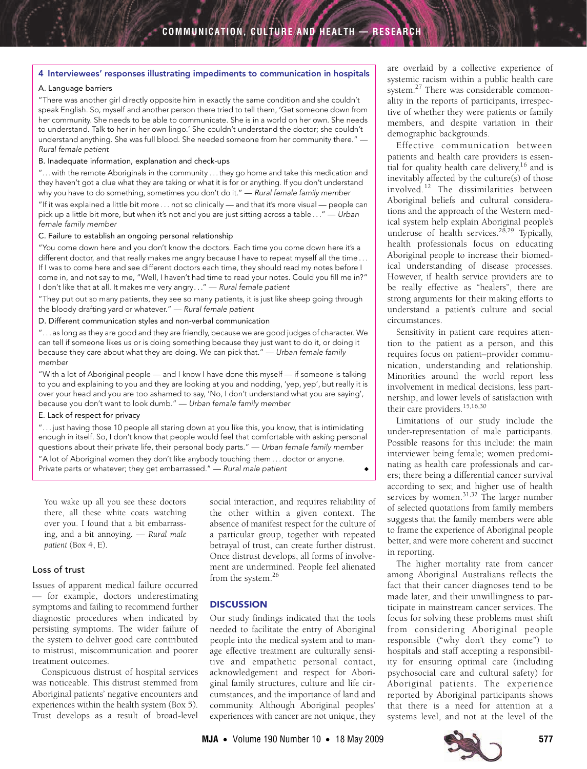### 4 Interviewees' responses illustrating impediments to communication in hospitals

**A. Language barriers**

"There was another girl directly opposite him in exactly the same condition and she couldn't speak English. So, myself and another person there tried to tell them, 'Get someone down from her community. She needs to be able to communicate. She is in a world on her own. She needs to understand. Talk to her in her own lingo.' She couldn't understand the doctor; she couldn't understand anything. She was full blood. She needed someone from her community there." — *Rural female patient*

**B. Inadequate information, explanation and check-ups**

"…with the remote Aboriginals in the community …they go home and take this medication and they haven't got a clue what they are taking or what it is for or anything. If you don't understand why you have to do something, sometimes you don't do it." — *Rural female family member*

"If it was explained a little bit more … not so clinically — and that it's more visual — people can pick up a little bit more, but when it's not and you are just sitting across a table …" — *Urban female family member*

**C. Failure to establish an ongoing personal relationship**

"You come down here and you don't know the doctors. Each time you come down here it's a different doctor, and that really makes me angry because I have to repeat myself all the time … If I was to come here and see different doctors each time, they should read my notes before I come in, and not say to me, "Well, I haven't had time to read your notes. Could you fill me in?" I don't like that at all. It makes me very angry…" — *Rural female patient*

"They put out so many patients, they see so many patients, it is just like sheep going through the bloody drafting yard or whatever." — *Rural female patient*

**D. Different communication styles and non-verbal communication**

"…as long as they are good and they are friendly, because we are good judges of character. We can tell if someone likes us or is doing something because they just want to do it, or doing it because they care about what they are doing. We can pick that." — *Urban female family member*

"With a lot of Aboriginal people — and I know I have done this myself — if someone is talking to you and explaining to you and they are looking at you and nodding, 'yep, yep', but really it is over your head and you are too ashamed to say, 'No, I don't understand what you are saying', because you don't want to look dumb." — *Urban female family member*

**E. Lack of respect for privacy**

"…just having those 10 people all staring down at you like this, you know, that is intimidating enough in itself. So, I don't know that people would feel that comfortable with asking personal questions about their private life, their personal body parts." — *Urban female family member*

"A lot of Aboriginal women they don't like anybody touching them … doctor or anyone. Private parts or whatever; they get embarrassed." — *Rural male patient*

> You wake up all you see these doctors there, all these white coats watching over you. I found that a bit embarrassing, and a bit annoying. — *Rural male patient* (Box 4, E).

## Loss of trust

Issues of apparent medical failure occurred — for example, doctors underestimating symptoms and failing to recommend further diagnostic procedures when indicated by persisting symptoms. The wider failure of the system to deliver good care contributed to mistrust, miscommunication and poorer treatment outcomes.

Conspicuous distrust of hospital services was noticeable. This distrust stemmed from Aboriginal patients' negative encounters and experiences within the health system (Box 5). Trust develops as a result of broad-level social interaction, and requires reliability of the other within a given context. The absence of manifest respect for the culture of a particular group, together with repeated betrayal of trust, can create further distrust. Once distrust develops, all forms of involvement are undermined. People feel alienated from the system.[26]

## DISCUSSION

Our study findings indicated that the tools needed to facilitate the entry of Aboriginal people into the medical system and to manage effective treatment are culturally sensitive and empathetic personal contact, acknowledgement and respect for Aboriginal family structures, culture and life circumstances, and the importance of land and community. Although Aboriginal peoples' experiences with cancer are not unique, they are overlaid by a collective experience of systemic racism within a public health care system.[27] There was considerable commonality in the reports of participants, irrespective of whether they were patients or family members, and despite variation in their demographic backgrounds.

Effective communication between patients and health care providers is essential for quality health care delivery,[16] and is inevitably affected by the culture(s) of those involved.[12] The dissimilarities between Aboriginal beliefs and cultural considerations and the approach of the Western medical system help explain Aboriginal people's underuse of health services.[28,29] Typically, health professionals focus on educating Aboriginal people to increase their biomedical understanding of disease processes. However, if health service providers are to be really effective as "healers", there are strong arguments for their making efforts to understand a patient's culture and social circumstances.

Sensitivity in patient care requires attention to the patient as a person, and this requires focus on patient–provider communication, understanding and relationship. Minorities around the world report less involvement in medical decisions, less partnership, and lower levels of satisfaction with their care providers.[15,16,30]

Limitations of our study include the under-representation of male participants. Possible reasons for this include: the main interviewer being female; women predominating as health care professionals and carers; there being a differential cancer survival according to sex; and higher use of health services by women.[31,32] The larger number of selected quotations from family members suggests that the family members were able to frame the experience of Aboriginal people better, and were more coherent and succinct in reporting.

The higher mortality rate from cancer among Aboriginal Australians reflects the fact that their cancer diagnoses tend to be made later, and their unwillingness to participate in mainstream cancer services. The focus for solving these problems must shift from considering Aboriginal people responsible ("why don't they come") to hospitals and staff accepting a responsibility for ensuring optimal care (including psychosocial care and cultural safety) for Aboriginal patients. The experience reported by Aboriginal participants shows that there is a need for attention at a systems level, and not at the level of the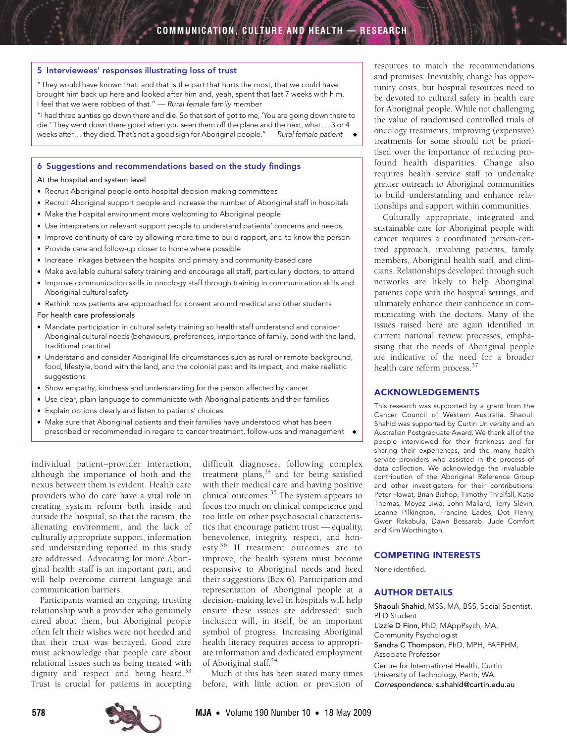### 5 Interviewees' responses illustrating loss of trust

"They would have known that, and that is the part that hurts the most, that we could have brought him back up here and looked after him and, yeah, spent that last 7 weeks with him. I feel that we were robbed of that." — *Rural female family member*

"I had three aunties go down there and die. So that sort of got to me, 'You are going down there to die.' They went down there good when you seen them off the plane and the next, what… 3 or 4 weeks after… they died. That's not a good sign for Aboriginal people." — *Rural female patient* ◆

### 6 Suggestions and recommendations based on the study findings

At the hospital and system level

- Recruit Aboriginal people onto hospital decision-making committees
- Recruit Aboriginal support people and increase the number of Aboriginal staff in hospitals
- Make the hospital environment more welcoming to Aboriginal people
- Use interpreters or relevant support people to understand patients' concerns and needs
- Improve continuity of care by allowing more time to build rapport, and to know the person
- Provide care and follow-up closer to home where possible
- Increase linkages between the hospital and primary and community-based care
- Make available cultural safety training and encourage all staff, particularly doctors, to attend
- Improve communication skills in oncology staff through training in communication skills and Aboriginal cultural safety
- Rethink how patients are approached for consent around medical and other students

For health care professionals

- Mandate participation in cultural safety training so health staff understand and consider Aboriginal cultural needs (behaviours, preferences, importance of family, bond with the land, traditional practice)
- Understand and consider Aboriginal life circumstances such as rural or remote background, food, lifestyle, bond with the land, and the colonial past and its impact, and make realistic suggestions
- Show empathy, kindness and understanding for the person affected by cancer
- Use clear, plain language to communicate with Aboriginal patients and their families
- Explain options clearly and listen to patients' choices
- Make sure that Aboriginal patients and their families have understood what has been prescribed or recommended in regard to cancer treatment, follow-ups and management ◆

individual patient–provider interaction, although the importance of both and the nexus between them is evident. Health care providers who do care have a vital role in creating system reform both inside and outside the hospital, so that the racism, the alienating environment, and the lack of culturally appropriate support, information and understanding reported in this study are addressed. Advocating for more Aboriginal health staff is an important part, and will help overcome current language and communication barriers.

Participants wanted an ongoing, trusting relationship with a provider who genuinely cared about them, but Aboriginal people often felt their wishes were not heeded and that their trust was betrayed. Good care must acknowledge that people care about relational issues such as being treated with dignity and respect and being heard.[33] Trust is crucial for patients in accepting difficult diagnoses, following complex treatment plans,[34] and for being satisfied with their medical care and having positive clinical outcomes.[35] The system appears to focus too much on clinical competence and too little on other psychosocial characteristics that encourage patient trust — equality, benevolence, integrity, respect, and honesty.[36] If treatment outcomes are to improve, the health system must become responsive to Aboriginal needs and heed their suggestions (Box 6). Participation and representation of Aboriginal people at a decision-making level in hospitals will help ensure these issues are addressed; such inclusion will, in itself, be an important symbol of progress. Increasing Aboriginal health literacy requires access to appropriate information and dedicated employment of Aboriginal staff.[24]

Much of this has been stated many times before, with little action or provision of resources to match the recommendations and promises. Inevitably, change has opportunity costs, but hospital resources need to be devoted to cultural safety in health care for Aboriginal people. While not challenging the value of randomised controlled trials of oncology treatments, improving (expensive) treatments for some should not be prioritised over the importance of reducing profound health disparities. Change also requires health service staff to undertake greater outreach to Aboriginal communities to build understanding and enhance relationships and support within communities.

Culturally appropriate, integrated and sustainable care for Aboriginal people with cancer requires a coordinated person-centred approach, involving patients, family members, Aboriginal health staff, and clinicians. Relationships developed through such networks are likely to help Aboriginal patients cope with the hospital settings, and ultimately enhance their confidence in communicating with the doctors. Many of the issues raised here are again identified in current national review processes, emphasising that the needs of Aboriginal people are indicative of the need for a broader health care reform process.[37]

## ACKNOWLEDGEMENTS

This research was supported by a grant from the Cancer Council of Western Australia. Shaouli Shahid was supported by Curtin University and an Australian Postgraduate Award. We thank all of the people interviewed for their frankness and for sharing their experiences, and the many health service providers who assisted in the process of data collection. We acknowledge the invaluable contribution of the Aboriginal Reference Group and other investigators for their contributions: Peter Howat, Brian Bishop, Timothy Threlfall, Katie Thomas, Moyez Jiwa, John Mallard, Terry Slevin, Leanne Pilkington, Francine Eades, Dot Henry, Gwen Rakabula, Dawn Bessarab, Jude Comfort and Kim Worthington.

## COMPETING INTERESTS

None identified.

## AUTHOR DETAILS

**Shaouli Shahid**, MSS, MA, BSS, Social Scientist, PhD Student
**Lizzie D Finn**, PhD, MAppPsych, MA, Community Psychologist
**Sandra C Thompson**, PhD, MPH, FAFPHM, Associate Professor

Centre for International Health, Curtin University of Technology, Perth, WA.
*Correspondence:* s.shahid@curtin.edu.au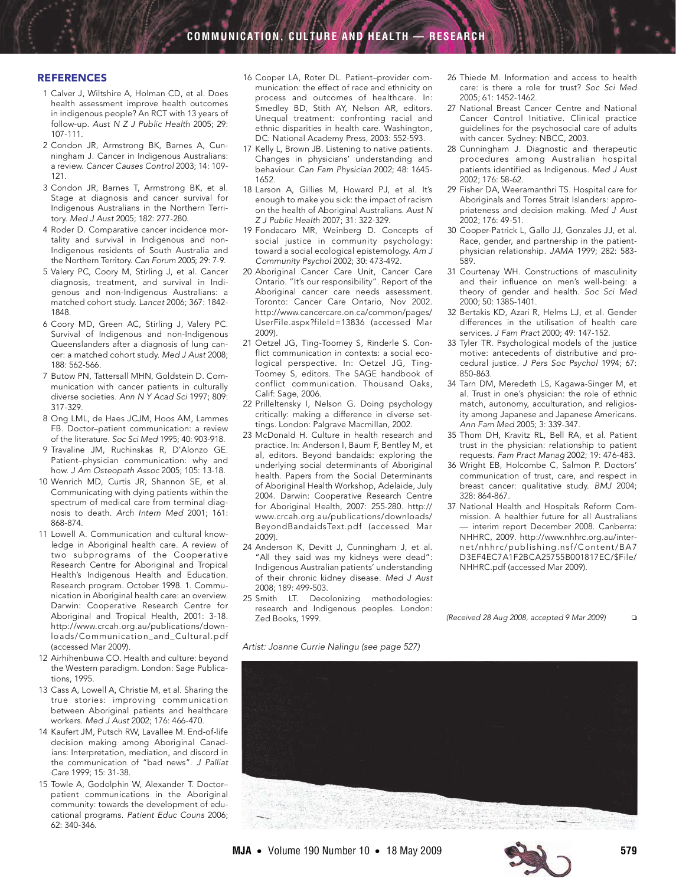## REFERENCES

1 Calver J, Wiltshire A, Holman CD, et al. Does health assessment improve health outcomes in indigenous people? An RCT with 13 years of follow-up. *Aust N Z J Public Health* 2005; 29: 107-111.

2 Condon JR, Armstrong BK, Barnes A, Cunningham J. Cancer in Indigenous Australians: a review. *Cancer Causes Control* 2003; 14: 109-121.

3 Condon JR, Barnes T, Armstrong BK, et al. Stage at diagnosis and cancer survival for Indigenous Australians in the Northern Territory. *Med J Aust* 2005; 182: 277-280.

4 Roder D. Comparative cancer incidence mortality and survival in Indigenous and non-Indigenous residents of South Australia and the Northern Territory. *Can Forum* 2005; 29: 7-9.

5 Valery PC, Coory M, Stirling J, et al. Cancer diagnosis, treatment, and survival in Indigenous and non-Indigenous Australians: a matched cohort study. *Lancet* 2006; 367: 1842-1848.

6 Coory MD, Green AC, Stirling J, Valery PC. Survival of Indigenous and non-Indigenous Queenslanders after a diagnosis of lung cancer: a matched cohort study. *Med J Aust* 2008; 188: 562-566.

7 Butow PN, Tattersall MHN, Goldstein D. Communication with cancer patients in culturally diverse societies. *Ann N Y Acad Sci* 1997; 809: 317-329.

8 Ong LML, de Haes JCJM, Hoos AM, Lammes FB. Doctor–patient communication: a review of the literature. *Soc Sci Med* 1995; 40: 903-918.

9 Travaline JM, Ruchinskas R, D'Alonzo GE. Patient–physician communication: why and how. *J Am Osteopath Assoc* 2005; 105: 13-18.

10 Wenrich MD, Curtis JR, Shannon SE, et al. Communicating with dying patients within the spectrum of medical care from terminal diagnosis to death. *Arch Intern Med* 2001; 161: 868-874.

11 Lowell A. Communication and cultural knowledge in Aboriginal health care. A review of two subprograms of the Cooperative Research Centre for Aboriginal and Tropical Health's Indigenous Health and Education. Research program. October 1998. 1. Communication in Aboriginal health care: an overview. Darwin: Cooperative Research Centre for Aboriginal and Tropical Health, 2001: 3-18. http://www.crcah.org.au/publications/downloads/Communication_and_Cultural.pdf (accessed Mar 2009).

12 Airhihenbuwa CO. Health and culture: beyond the Western paradigm. London: Sage Publications, 1995.

13 Cass A, Lowell A, Christie M, et al. Sharing the true stories: improving communication between Aboriginal patients and healthcare workers. *Med J Aust* 2002; 176: 466-470.

14 Kaufert JM, Putsch RW, Lavallee M. End-of-life decision making among Aboriginal Canadians: Interpretation, mediation, and discord in the communication of "bad news". *J Palliat Care* 1999; 15: 31-38.

15 Towle A, Godolphin W, Alexander T. Doctor–patient communications in the Aboriginal community: towards the development of educational programs. *Patient Educ Couns* 2006; 62: 340-346.

16 Cooper LA, Roter DL. Patient–provider communication: the effect of race and ethnicity on process and outcomes of healthcare. In: Smedley BD, Stith AY, Nelson AR, editors. Unequal treatment: confronting racial and ethnic disparities in health care. Washington, DC: National Academy Press, 2003: 552-593.

17 Kelly L, Brown JB. Listening to native patients. Changes in physicians' understanding and behaviour. *Can Fam Physician* 2002; 48: 1645-1652.

18 Larson A, Gillies M, Howard PJ, et al. It's enough to make you sick: the impact of racism on the health of Aboriginal Australians. *Aust N Z J Public Health* 2007; 31: 322-329.

19 Fondacaro MR, Weinberg D. Concepts of social justice in community psychology: toward a social ecological epistemology. *Am J Community Psychol* 2002; 30: 473-492.

20 Aboriginal Cancer Care Unit, Cancer Care Ontario. "It's our responsibility". Report of the Aboriginal cancer care needs assessment. Toronto: Cancer Care Ontario, Nov 2002. http://www.cancercare.on.ca/common/pages/UserFile.aspx?fileId=13836 (accessed Mar 2009).

21 Oetzel JG, Ting-Toomey S, Rinderle S. Conflict communication in contexts: a social ecological perspective. In: Oetzel JG, Ting-Toomey S, editors. The SAGE handbook of conflict communication. Thousand Oaks, Calif: Sage, 2006.

22 Prilleltensky I, Nelson G. Doing psychology critically: making a difference in diverse settings. London: Palgrave Macmillan, 2002.

23 McDonald H. Culture in health research and practice. In: Anderson I, Baum F, Bentley M, et al, editors. Beyond bandaids: exploring the underlying social determinants of Aboriginal health. Papers from the Social Determinants of Aboriginal Health Workshop, Adelaide, July 2004. Darwin: Cooperative Research Centre for Aboriginal Health, 2007: 255-280. http://www.crcah.org.au/publications/downloads/BeyondBandaidsText.pdf (accessed Mar 2009).

24 Anderson K, Devitt J, Cunningham J, et al. "All they said was my kidneys were dead": Indigenous Australian patients' understanding of their chronic kidney disease. *Med J Aust* 2008; 189: 499-503.

25 Smith LT. Decolonizing methodologies: research and Indigenous peoples. London: Zed Books, 1999.

26 Thiede M. Information and access to health care: is there a role for trust? *Soc Sci Med* 2005; 61: 1452-1462.

27 National Breast Cancer Centre and National Cancer Control Initiative. Clinical practice guidelines for the psychosocial care of adults with cancer. Sydney: NBCC, 2003.

28 Cunningham J. Diagnostic and therapeutic procedures among Australian hospital patients identified as Indigenous. *Med J Aust* 2002; 176: 58-62.

29 Fisher DA, Weeramanthri TS. Hospital care for Aboriginals and Torres Strait Islanders: appropriateness and decision making. *Med J Aust* 2002; 176: 49-51.

30 Cooper-Patrick L, Gallo JJ, Gonzales JJ, et al. Race, gender, and partnership in the patient-physician relationship. *JAMA* 1999; 282: 583-589.

31 Courtenay WH. Constructions of masculinity and their influence on men's well-being: a theory of gender and health. *Soc Sci Med* 2000; 50: 1385-1401.

32 Bertakis KD, Azari R, Helms LJ, et al. Gender differences in the utilisation of health care services. *J Fam Pract* 2000; 49: 147-152.

33 Tyler TR. Psychological models of the justice motive: antecedents of distributive and procedural justice. *J Pers Soc Psychol* 1994; 67: 850-863.

34 Tarn DM, Meredeth LS, Kagawa-Singer M, et al. Trust in one's physician: the role of ethnic match, autonomy, acculturation, and religiosity among Japanese and Japanese Americans. *Ann Fam Med* 2005; 3: 339-347.

35 Thom DH, Kravitz RL, Bell RA, et al. Patient trust in the physician: relationship to patient requests. *Fam Pract Manag* 2002; 19: 476-483.

36 Wright EB, Holcombe C, Salmon P. Doctors' communication of trust, care, and respect in breast cancer: qualitative study. *BMJ* 2004; 328: 864-867.

37 National Health and Hospitals Reform Commission. A healthier future for all Australians — interim report December 2008. Canberra: NHHRC, 2009. http://www.nhhrc.org.au/internet/nhhrc/publishing.nsf/Content/BA7D3EF4EC7A1F2BCA25755B001817EC/$File/NHHRC.pdf (accessed Mar 2009).

*(Received 28 Aug 2008, accepted 9 Mar 2009)*

*Artist: Joanne Currie Nalingu (see page 527)*